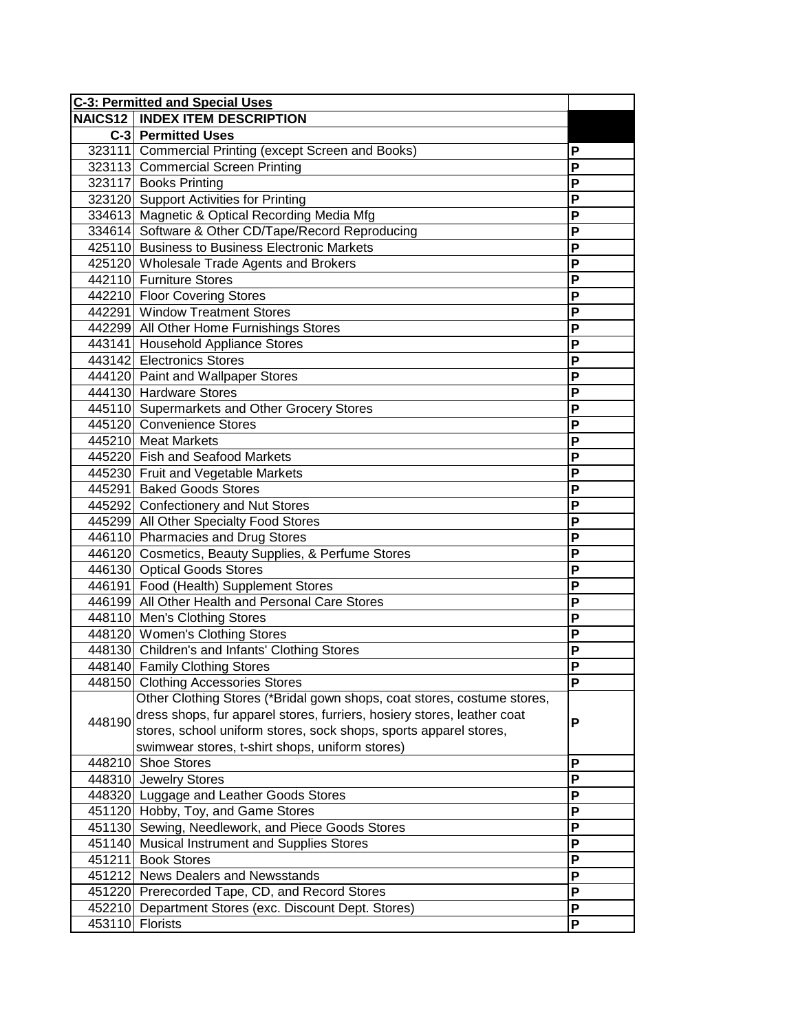| C-3: Permitted and Special Uses | | |
|---|---|---|
| **NAICS12** | **INDEX ITEM DESCRIPTION** | |
| **C-3** | **Permitted Uses** | |
| 323111 | Commercial Printing (except Screen and Books) | P |
| 323113 | Commercial Screen Printing | P |
| 323117 | Books Printing | P |
| 323120 | Support Activities for Printing | P |
| 334613 | Magnetic & Optical Recording Media Mfg | P |
| 334614 | Software & Other CD/Tape/Record Reproducing | P |
| 425110 | Business to Business Electronic Markets | P |
| 425120 | Wholesale Trade Agents and Brokers | P |
| 442110 | Furniture Stores | P |
| 442210 | Floor Covering Stores | P |
| 442291 | Window Treatment Stores | P |
| 442299 | All Other Home Furnishings Stores | P |
| 443141 | Household Appliance Stores | P |
| 443142 | Electronics Stores | P |
| 444120 | Paint and Wallpaper Stores | P |
| 444130 | Hardware Stores | P |
| 445110 | Supermarkets and Other Grocery Stores | P |
| 445120 | Convenience Stores | P |
| 445210 | Meat Markets | P |
| 445220 | Fish and Seafood Markets | P |
| 445230 | Fruit and Vegetable Markets | P |
| 445291 | Baked Goods Stores | P |
| 445292 | Confectionery and Nut Stores | P |
| 445299 | All Other Specialty Food Stores | P |
| 446110 | Pharmacies and Drug Stores | P |
| 446120 | Cosmetics, Beauty Supplies, & Perfume Stores | P |
| 446130 | Optical Goods Stores | P |
| 446191 | Food (Health) Supplement Stores | P |
| 446199 | All Other Health and Personal Care Stores | P |
| 448110 | Men's Clothing Stores | P |
| 448120 | Women's Clothing Stores | P |
| 448130 | Children's and Infants' Clothing Stores | P |
| 448140 | Family Clothing Stores | P |
| 448150 | Clothing Accessories Stores | P |
| 448190 | Other Clothing Stores (*Bridal gown shops, coat stores, costume stores, dress shops, fur apparel stores, furriers, hosiery stores, leather coat stores, school uniform stores, sock shops, sports apparel stores, swimwear stores, t-shirt shops, uniform stores) | P |
| 448210 | Shoe Stores | P |
| 448310 | Jewelry Stores | P |
| 448320 | Luggage and Leather Goods Stores | P |
| 451120 | Hobby, Toy, and Game Stores | P |
| 451130 | Sewing, Needlework, and Piece Goods Stores | P |
| 451140 | Musical Instrument and Supplies Stores | P |
| 451211 | Book Stores | P |
| 451212 | News Dealers and Newsstands | P |
| 451220 | Prerecorded Tape, CD, and Record Stores | P |
| 452210 | Department Stores (exc. Discount Dept. Stores) | P |
| 453110 | Florists | P |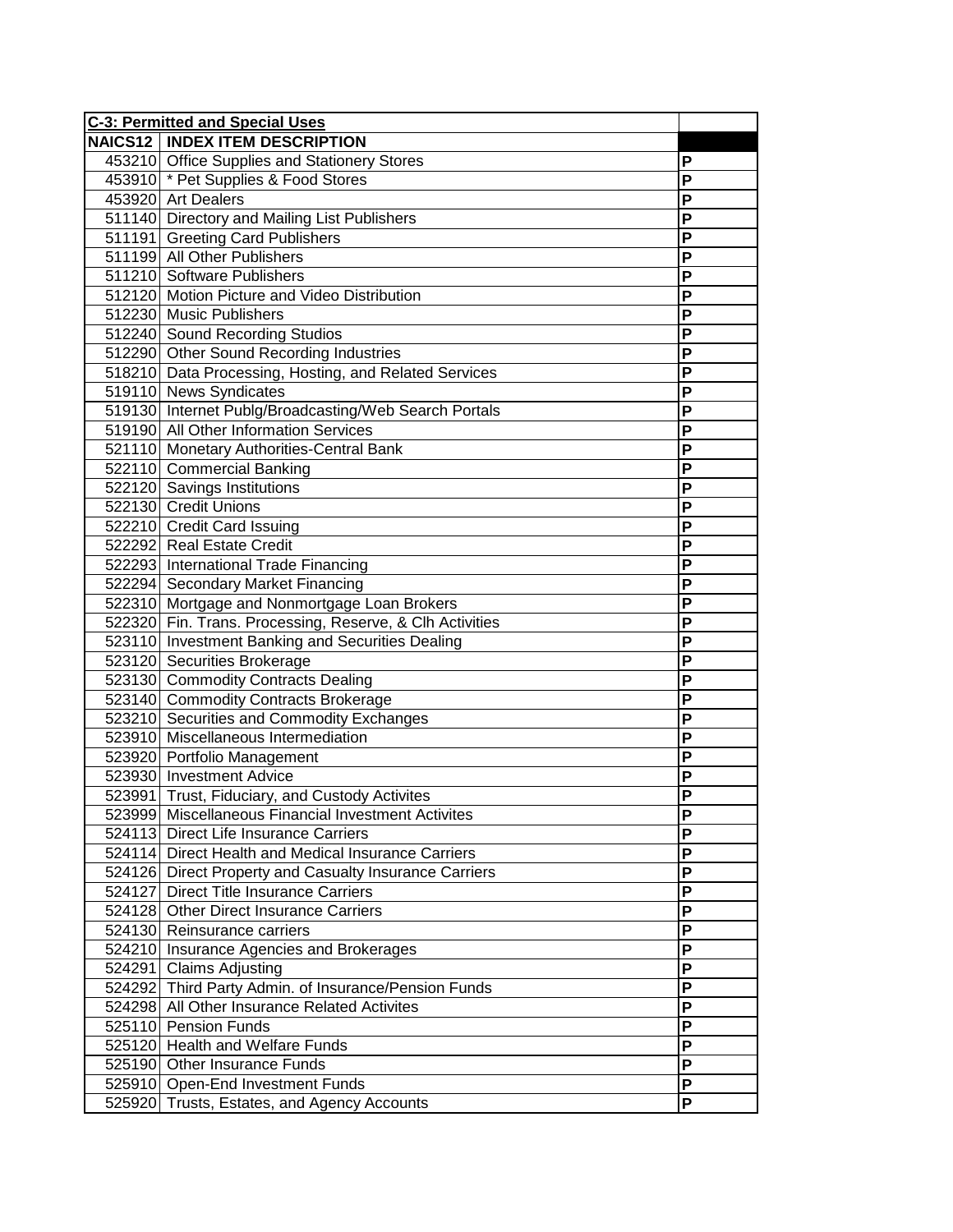| C-3: Permitted and Special Uses | | |
| --- | --- | --- |
| NAICS12 | INDEX ITEM DESCRIPTION | |
| 453210 | Office Supplies and Stationery Stores | P |
| 453910 | * Pet Supplies & Food Stores | P |
| 453920 | Art Dealers | P |
| 511140 | Directory and Mailing List Publishers | P |
| 511191 | Greeting Card Publishers | P |
| 511199 | All Other Publishers | P |
| 511210 | Software Publishers | P |
| 512120 | Motion Picture and Video Distribution | P |
| 512230 | Music Publishers | P |
| 512240 | Sound Recording Studios | P |
| 512290 | Other Sound Recording Industries | P |
| 518210 | Data Processing, Hosting, and Related Services | P |
| 519110 | News Syndicates | P |
| 519130 | Internet Publg/Broadcasting/Web Search Portals | P |
| 519190 | All Other Information Services | P |
| 521110 | Monetary Authorities-Central Bank | P |
| 522110 | Commercial Banking | P |
| 522120 | Savings Institutions | P |
| 522130 | Credit Unions | P |
| 522210 | Credit Card Issuing | P |
| 522292 | Real Estate Credit | P |
| 522293 | International Trade Financing | P |
| 522294 | Secondary Market Financing | P |
| 522310 | Mortgage and Nonmortgage Loan Brokers | P |
| 522320 | Fin. Trans. Processing, Reserve, & Clh Activities | P |
| 523110 | Investment Banking and Securities Dealing | P |
| 523120 | Securities Brokerage | P |
| 523130 | Commodity Contracts Dealing | P |
| 523140 | Commodity Contracts Brokerage | P |
| 523210 | Securities and Commodity Exchanges | P |
| 523910 | Miscellaneous Intermediation | P |
| 523920 | Portfolio Management | P |
| 523930 | Investment Advice | P |
| 523991 | Trust, Fiduciary, and Custody Activites | P |
| 523999 | Miscellaneous Financial Investment Activites | P |
| 524113 | Direct Life Insurance Carriers | P |
| 524114 | Direct Health and Medical Insurance Carriers | P |
| 524126 | Direct Property and Casualty Insurance Carriers | P |
| 524127 | Direct Title Insurance Carriers | P |
| 524128 | Other Direct Insurance Carriers | P |
| 524130 | Reinsurance carriers | P |
| 524210 | Insurance Agencies and Brokerages | P |
| 524291 | Claims Adjusting | P |
| 524292 | Third Party Admin. of Insurance/Pension Funds | P |
| 524298 | All Other Insurance Related Activites | P |
| 525110 | Pension Funds | P |
| 525120 | Health and Welfare Funds | P |
| 525190 | Other Insurance Funds | P |
| 525910 | Open-End Investment Funds | P |
| 525920 | Trusts, Estates, and Agency Accounts | P |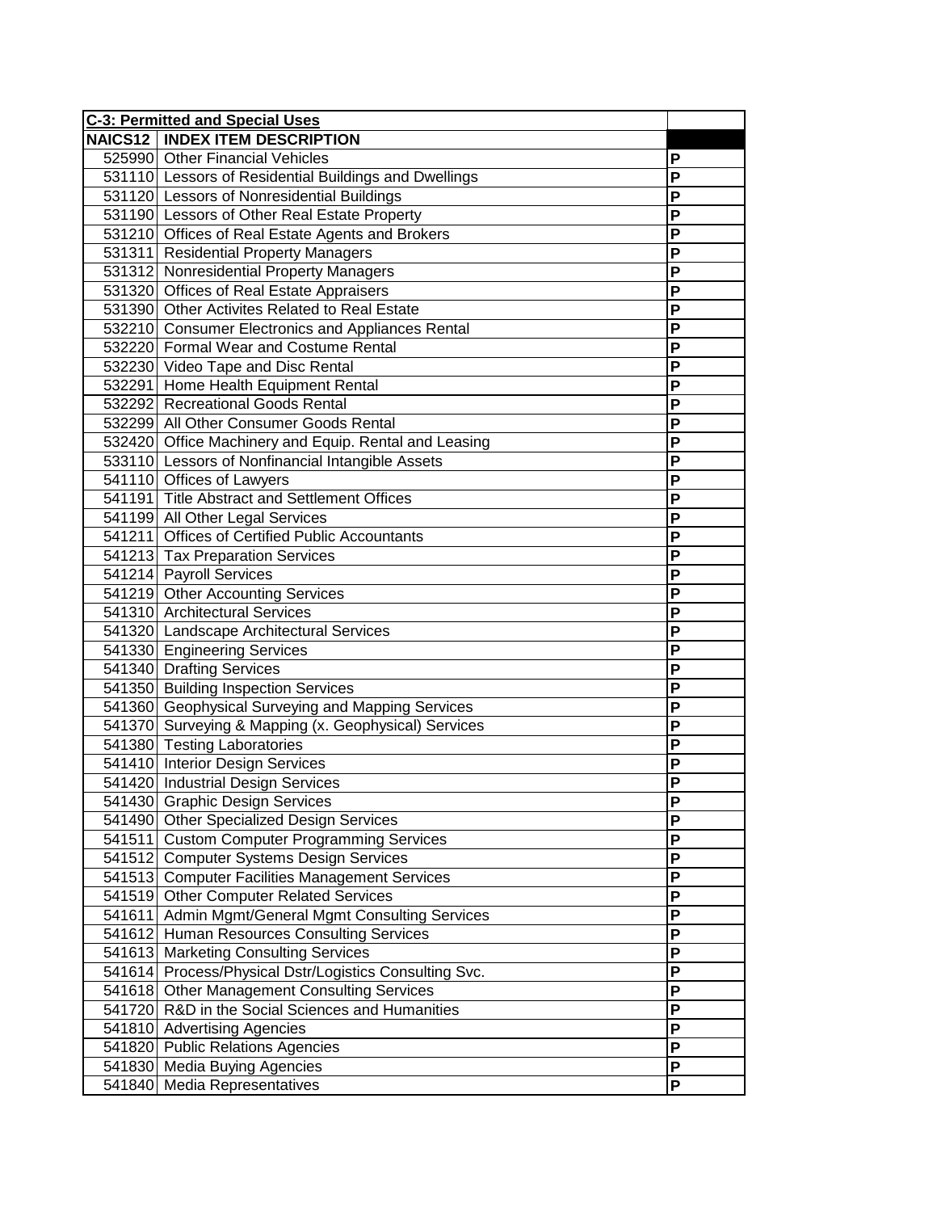| C-3: Permitted and Special Uses | | |
| --- | --- | --- |
| **NAICS12** | **INDEX ITEM DESCRIPTION** | |
| 525990 | Other Financial Vehicles | P |
| 531110 | Lessors of Residential Buildings and Dwellings | P |
| 531120 | Lessors of Nonresidential Buildings | P |
| 531190 | Lessors of Other Real Estate Property | P |
| 531210 | Offices of Real Estate Agents and Brokers | P |
| 531311 | Residential Property Managers | P |
| 531312 | Nonresidential Property Managers | P |
| 531320 | Offices of Real Estate Appraisers | P |
| 531390 | Other Activites Related to Real Estate | P |
| 532210 | Consumer Electronics and Appliances Rental | P |
| 532220 | Formal Wear and Costume Rental | P |
| 532230 | Video Tape and Disc Rental | P |
| 532291 | Home Health Equipment Rental | P |
| 532292 | Recreational Goods Rental | P |
| 532299 | All Other Consumer Goods Rental | P |
| 532420 | Office Machinery and Equip. Rental and Leasing | P |
| 533110 | Lessors of Nonfinancial Intangible Assets | P |
| 541110 | Offices of Lawyers | P |
| 541191 | Title Abstract and Settlement Offices | P |
| 541199 | All Other Legal Services | P |
| 541211 | Offices of Certified Public Accountants | P |
| 541213 | Tax Preparation Services | P |
| 541214 | Payroll Services | P |
| 541219 | Other Accounting Services | P |
| 541310 | Architectural Services | P |
| 541320 | Landscape Architectural Services | P |
| 541330 | Engineering Services | P |
| 541340 | Drafting Services | P |
| 541350 | Building Inspection Services | P |
| 541360 | Geophysical Surveying and Mapping Services | P |
| 541370 | Surveying & Mapping (x. Geophysical) Services | P |
| 541380 | Testing Laboratories | P |
| 541410 | Interior Design Services | P |
| 541420 | Industrial Design Services | P |
| 541430 | Graphic Design Services | P |
| 541490 | Other Specialized Design Services | P |
| 541511 | Custom Computer Programming Services | P |
| 541512 | Computer Systems Design Services | P |
| 541513 | Computer Facilities Management Services | P |
| 541519 | Other Computer Related Services | P |
| 541611 | Admin Mgmt/General Mgmt Consulting Services | P |
| 541612 | Human Resources Consulting Services | P |
| 541613 | Marketing Consulting Services | P |
| 541614 | Process/Physical Dstr/Logistics Consulting Svc. | P |
| 541618 | Other Management Consulting Services | P |
| 541720 | R&D in the Social Sciences and Humanities | P |
| 541810 | Advertising Agencies | P |
| 541820 | Public Relations Agencies | P |
| 541830 | Media Buying Agencies | P |
| 541840 | Media Representatives | P |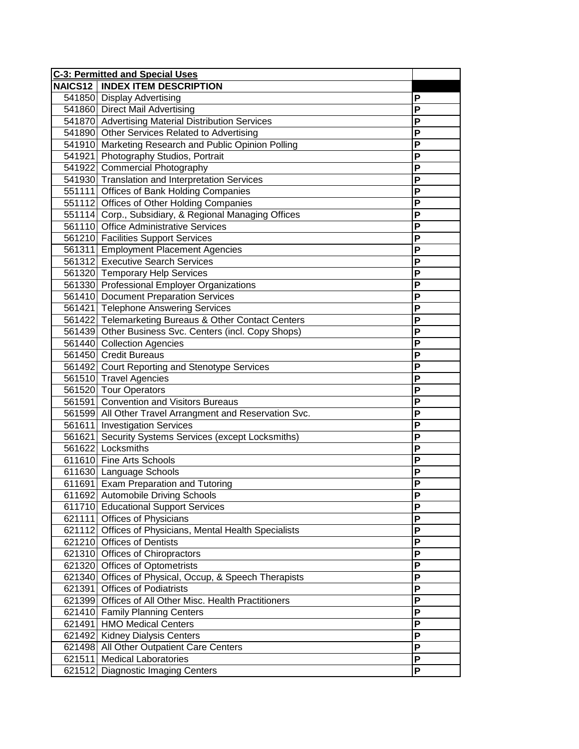| C-3: Permitted and Special Uses | | |
|---|---|---|
| **NAICS12** | **INDEX ITEM DESCRIPTION** | |
| 541850 | Display Advertising | P |
| 541860 | Direct Mail Advertising | P |
| 541870 | Advertising Material Distribution Services | P |
| 541890 | Other Services Related to Advertising | P |
| 541910 | Marketing Research and Public Opinion Polling | P |
| 541921 | Photography Studios, Portrait | P |
| 541922 | Commercial Photography | P |
| 541930 | Translation and Interpretation Services | P |
| 551111 | Offices of Bank Holding Companies | P |
| 551112 | Offices of Other Holding Companies | P |
| 551114 | Corp., Subsidiary, & Regional Managing Offices | P |
| 561110 | Office Administrative Services | P |
| 561210 | Facilities Support Services | P |
| 561311 | Employment Placement Agencies | P |
| 561312 | Executive Search Services | P |
| 561320 | Temporary Help Services | P |
| 561330 | Professional Employer Organizations | P |
| 561410 | Document Preparation Services | P |
| 561421 | Telephone Answering Services | P |
| 561422 | Telemarketing Bureaus & Other Contact Centers | P |
| 561439 | Other Business Svc. Centers (incl. Copy Shops) | P |
| 561440 | Collection Agencies | P |
| 561450 | Credit Bureaus | P |
| 561492 | Court Reporting and Stenotype Services | P |
| 561510 | Travel Agencies | P |
| 561520 | Tour Operators | P |
| 561591 | Convention and Visitors Bureaus | P |
| 561599 | All Other Travel Arrangment and Reservation Svc. | P |
| 561611 | Investigation Services | P |
| 561621 | Security Systems Services (except Locksmiths) | P |
| 561622 | Locksmiths | P |
| 611610 | Fine Arts Schools | P |
| 611630 | Language Schools | P |
| 611691 | Exam Preparation and Tutoring | P |
| 611692 | Automobile Driving Schools | P |
| 611710 | Educational Support Services | P |
| 621111 | Offices of Physicians | P |
| 621112 | Offices of Physicians, Mental Health Specialists | P |
| 621210 | Offices of Dentists | P |
| 621310 | Offices of Chiropractors | P |
| 621320 | Offices of Optometrists | P |
| 621340 | Offices of Physical, Occup, & Speech Therapists | P |
| 621391 | Offices of Podiatrists | P |
| 621399 | Offices of All Other Misc. Health Practitioners | P |
| 621410 | Family Planning Centers | P |
| 621491 | HMO Medical Centers | P |
| 621492 | Kidney Dialysis Centers | P |
| 621498 | All Other Outpatient Care Centers | P |
| 621511 | Medical Laboratories | P |
| 621512 | Diagnostic Imaging Centers | P |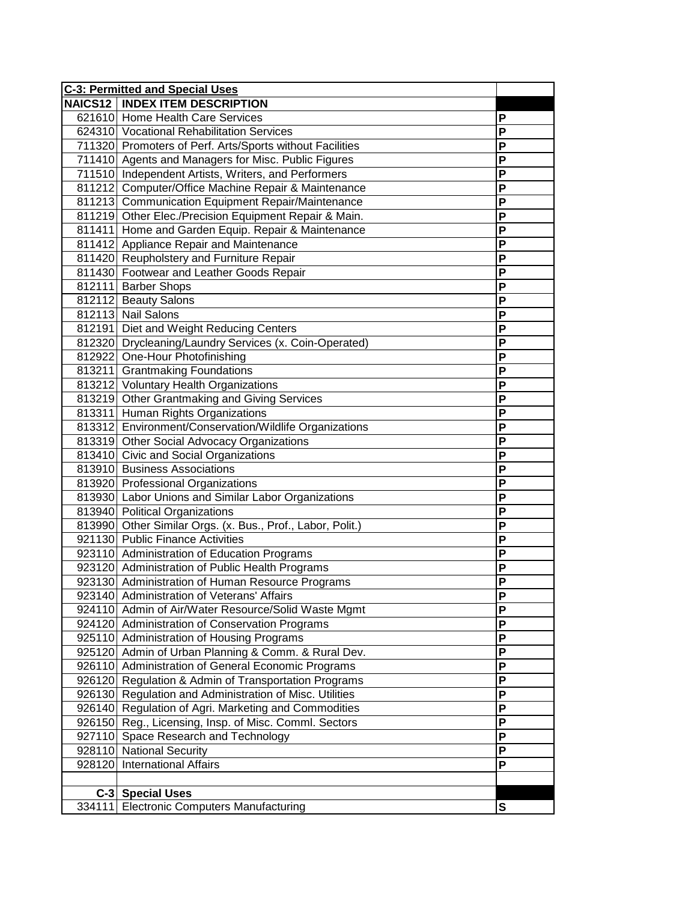| C-3: Permitted and Special Uses | | |
|---|---|---|
| NAICS12 | INDEX ITEM DESCRIPTION | |
| 621610 | Home Health Care Services | P |
| 624310 | Vocational Rehabilitation Services | P |
| 711320 | Promoters of Perf. Arts/Sports without Facilities | P |
| 711410 | Agents and Managers for Misc. Public Figures | P |
| 711510 | Independent Artists, Writers, and Performers | P |
| 811212 | Computer/Office Machine Repair & Maintenance | P |
| 811213 | Communication Equipment Repair/Maintenance | P |
| 811219 | Other Elec./Precision Equipment Repair & Main. | P |
| 811411 | Home and Garden Equip. Repair & Maintenance | P |
| 811412 | Appliance Repair and Maintenance | P |
| 811420 | Reupholstery and Furniture Repair | P |
| 811430 | Footwear and Leather Goods Repair | P |
| 812111 | Barber Shops | P |
| 812112 | Beauty Salons | P |
| 812113 | Nail Salons | P |
| 812191 | Diet and Weight Reducing Centers | P |
| 812320 | Drycleaning/Laundry Services (x. Coin-Operated) | P |
| 812922 | One-Hour Photofinishing | P |
| 813211 | Grantmaking Foundations | P |
| 813212 | Voluntary Health Organizations | P |
| 813219 | Other Grantmaking and Giving Services | P |
| 813311 | Human Rights Organizations | P |
| 813312 | Environment/Conservation/Wildlife Organizations | P |
| 813319 | Other Social Advocacy Organizations | P |
| 813410 | Civic and Social Organizations | P |
| 813910 | Business Associations | P |
| 813920 | Professional Organizations | P |
| 813930 | Labor Unions and Similar Labor Organizations | P |
| 813940 | Political Organizations | P |
| 813990 | Other Similar Orgs. (x. Bus., Prof., Labor, Polit.) | P |
| 921130 | Public Finance Activities | P |
| 923110 | Administration of Education Programs | P |
| 923120 | Administration of Public Health Programs | P |
| 923130 | Administration of Human Resource Programs | P |
| 923140 | Administration of Veterans' Affairs | P |
| 924110 | Admin of Air/Water Resource/Solid Waste Mgmt | P |
| 924120 | Administration of Conservation Programs | P |
| 925110 | Administration of Housing Programs | P |
| 925120 | Admin of Urban Planning & Comm. & Rural Dev. | P |
| 926110 | Administration of General Economic Programs | P |
| 926120 | Regulation & Admin of Transportation Programs | P |
| 926130 | Regulation and Administration of Misc. Utilities | P |
| 926140 | Regulation of Agri. Marketing and Commodities | P |
| 926150 | Reg., Licensing, Insp. of Misc. Comml. Sectors | P |
| 927110 | Space Research and Technology | P |
| 928110 | National Security | P |
| 928120 | International Affairs | P |
| | | |
| C-3 | Special Uses | |
| 334111 | Electronic Computers Manufacturing | S |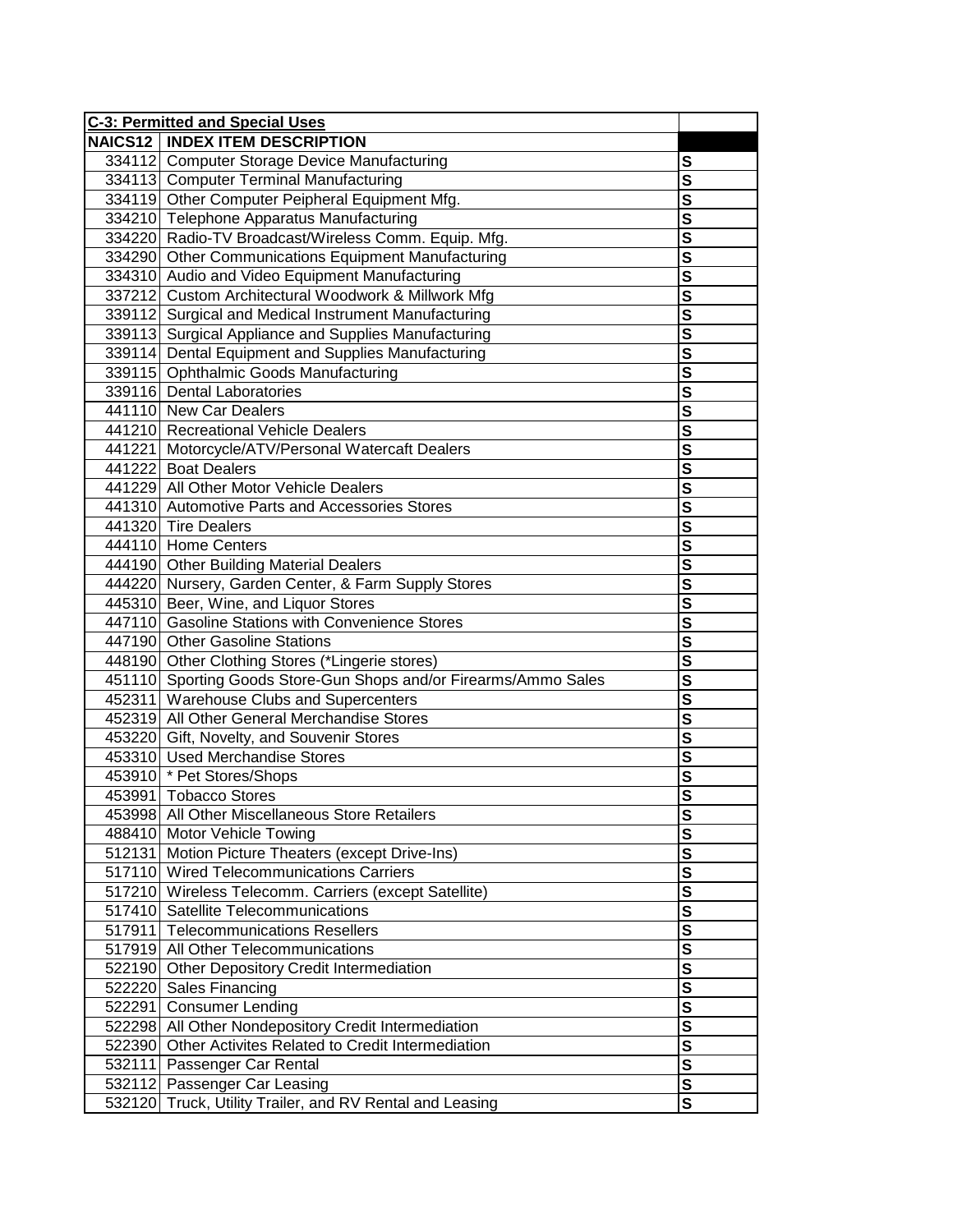| C-3: Permitted and Special Uses | | |
|---|---|---|
| **NAICS12** | **INDEX ITEM DESCRIPTION** | |
| 334112 | Computer Storage Device Manufacturing | S |
| 334113 | Computer Terminal Manufacturing | S |
| 334119 | Other Computer Peipheral Equipment Mfg. | S |
| 334210 | Telephone Apparatus Manufacturing | S |
| 334220 | Radio-TV Broadcast/Wireless Comm. Equip. Mfg. | S |
| 334290 | Other Communications Equipment Manufacturing | S |
| 334310 | Audio and Video Equipment Manufacturing | S |
| 337212 | Custom Architectural Woodwork & Millwork Mfg | S |
| 339112 | Surgical and Medical Instrument Manufacturing | S |
| 339113 | Surgical Appliance and Supplies Manufacturing | S |
| 339114 | Dental Equipment and Supplies Manufacturing | S |
| 339115 | Ophthalmic Goods Manufacturing | S |
| 339116 | Dental Laboratories | S |
| 441110 | New Car Dealers | S |
| 441210 | Recreational Vehicle Dealers | S |
| 441221 | Motorcycle/ATV/Personal Watercaft Dealers | S |
| 441222 | Boat Dealers | S |
| 441229 | All Other Motor Vehicle Dealers | S |
| 441310 | Automotive Parts and Accessories Stores | S |
| 441320 | Tire Dealers | S |
| 444110 | Home Centers | S |
| 444190 | Other Building Material Dealers | S |
| 444220 | Nursery, Garden Center, & Farm Supply Stores | S |
| 445310 | Beer, Wine, and Liquor Stores | S |
| 447110 | Gasoline Stations with Convenience Stores | S |
| 447190 | Other Gasoline Stations | S |
| 448190 | Other Clothing Stores (*Lingerie stores) | S |
| 451110 | Sporting Goods Store-Gun Shops and/or Firearms/Ammo Sales | S |
| 452311 | Warehouse Clubs and Supercenters | S |
| 452319 | All Other General Merchandise Stores | S |
| 453220 | Gift, Novelty, and Souvenir Stores | S |
| 453310 | Used Merchandise Stores | S |
| 453910 | * Pet Stores/Shops | S |
| 453991 | Tobacco Stores | S |
| 453998 | All Other Miscellaneous Store Retailers | S |
| 488410 | Motor Vehicle Towing | S |
| 512131 | Motion Picture Theaters (except Drive-Ins) | S |
| 517110 | Wired Telecommunications Carriers | S |
| 517210 | Wireless Telecomm. Carriers (except Satellite) | S |
| 517410 | Satellite Telecommunications | S |
| 517911 | Telecommunications Resellers | S |
| 517919 | All Other Telecommunications | S |
| 522190 | Other Depository Credit Intermediation | S |
| 522220 | Sales Financing | S |
| 522291 | Consumer Lending | S |
| 522298 | All Other Nondepository Credit Intermediation | S |
| 522390 | Other Activites Related to Credit Intermediation | S |
| 532111 | Passenger Car Rental | S |
| 532112 | Passenger Car Leasing | S |
| 532120 | Truck, Utility Trailer, and RV Rental and Leasing | S |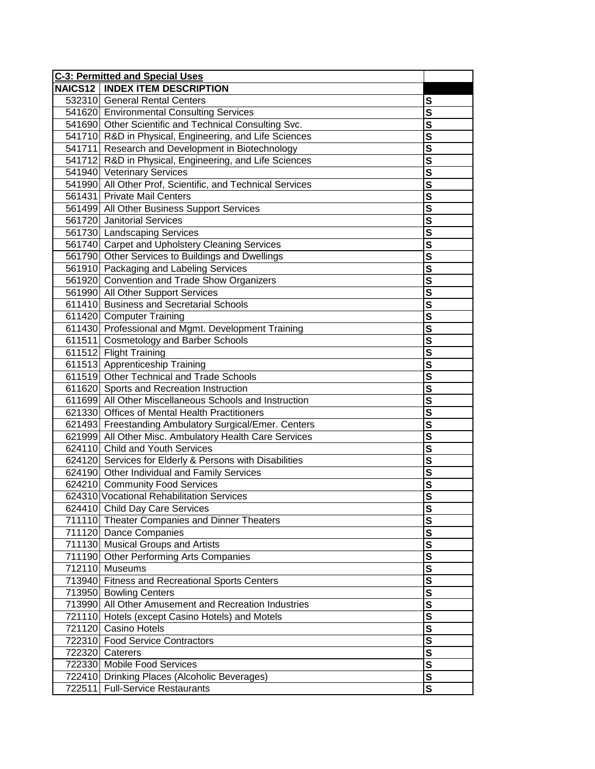| C-3: Permitted and Special Uses | | |
|---|---|---|
| **NAICS12** | **INDEX ITEM DESCRIPTION** | |
| 532310 | General Rental Centers | S |
| 541620 | Environmental Consulting Services | S |
| 541690 | Other Scientific and Technical Consulting Svc. | S |
| 541710 | R&D in Physical, Engineering, and Life Sciences | S |
| 541711 | Research and Development in Biotechnology | S |
| 541712 | R&D in Physical, Engineering, and Life Sciences | S |
| 541940 | Veterinary Services | S |
| 541990 | All Other Prof, Scientific, and Technical Services | S |
| 561431 | Private Mail Centers | S |
| 561499 | All Other Business Support Services | S |
| 561720 | Janitorial Services | S |
| 561730 | Landscaping Services | S |
| 561740 | Carpet and Upholstery Cleaning Services | S |
| 561790 | Other Services to Buildings and Dwellings | S |
| 561910 | Packaging and Labeling Services | S |
| 561920 | Convention and Trade Show Organizers | S |
| 561990 | All Other Support Services | S |
| 611410 | Business and Secretarial Schools | S |
| 611420 | Computer Training | S |
| 611430 | Professional and Mgmt. Development Training | S |
| 611511 | Cosmetology and Barber Schools | S |
| 611512 | Flight Training | S |
| 611513 | Apprenticeship Training | S |
| 611519 | Other Technical and Trade Schools | S |
| 611620 | Sports and Recreation Instruction | S |
| 611699 | All Other Miscellaneous Schools and Instruction | S |
| 621330 | Offices of Mental Health Practitioners | S |
| 621493 | Freestanding Ambulatory Surgical/Emer. Centers | S |
| 621999 | All Other Misc. Ambulatory Health Care Services | S |
| 624110 | Child and Youth Services | S |
| 624120 | Services for Elderly & Persons with Disabilities | S |
| 624190 | Other Individual and Family Services | S |
| 624210 | Community Food Services | S |
| 624310 | Vocational Rehabilitation Services | S |
| 624410 | Child Day Care Services | S |
| 711110 | Theater Companies and Dinner Theaters | S |
| 711120 | Dance Companies | S |
| 711130 | Musical Groups and Artists | S |
| 711190 | Other Performing Arts Companies | S |
| 712110 | Museums | S |
| 713940 | Fitness and Recreational Sports Centers | S |
| 713950 | Bowling Centers | S |
| 713990 | All Other Amusement and Recreation Industries | S |
| 721110 | Hotels (except Casino Hotels) and Motels | S |
| 721120 | Casino Hotels | S |
| 722310 | Food Service Contractors | S |
| 722320 | Caterers | S |
| 722330 | Mobile Food Services | S |
| 722410 | Drinking Places (Alcoholic Beverages) | S |
| 722511 | Full-Service Restaurants | S |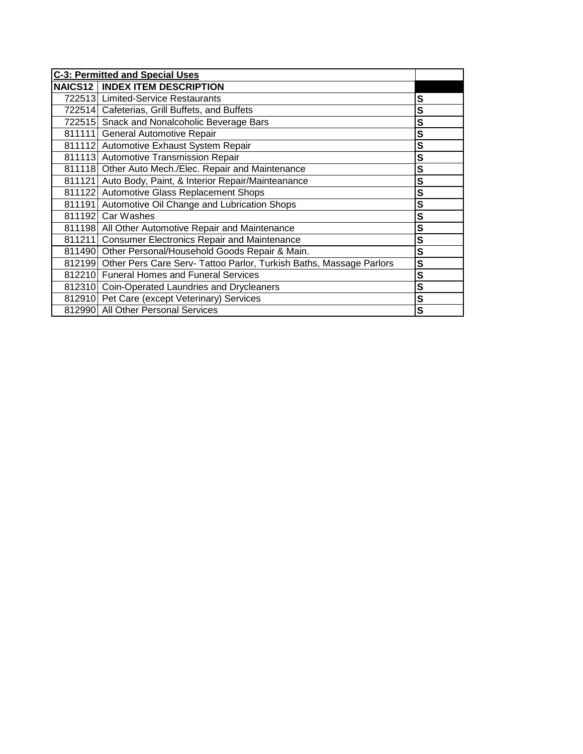| C-3: Permitted and Special Uses | | |
|---|---|---|
| NAICS12 | INDEX ITEM DESCRIPTION | |
| 722513 | Limited-Service Restaurants | S |
| 722514 | Cafeterias, Grill Buffets, and Buffets | S |
| 722515 | Snack and Nonalcoholic Beverage Bars | S |
| 811111 | General Automotive Repair | S |
| 811112 | Automotive Exhaust System Repair | S |
| 811113 | Automotive Transmission Repair | S |
| 811118 | Other Auto Mech./Elec. Repair and Maintenance | S |
| 811121 | Auto Body, Paint, & Interior Repair/Mainteanance | S |
| 811122 | Automotive Glass Replacement Shops | S |
| 811191 | Automotive Oil Change and Lubrication Shops | S |
| 811192 | Car Washes | S |
| 811198 | All Other Automotive Repair and Maintenance | S |
| 811211 | Consumer Electronics Repair and Maintenance | S |
| 811490 | Other Personal/Household Goods Repair & Main. | S |
| 812199 | Other Pers Care Serv- Tattoo Parlor, Turkish Baths, Massage Parlors | S |
| 812210 | Funeral Homes and Funeral Services | S |
| 812310 | Coin-Operated Laundries and Drycleaners | S |
| 812910 | Pet Care (except Veterinary) Services | S |
| 812990 | All Other Personal Services | S |